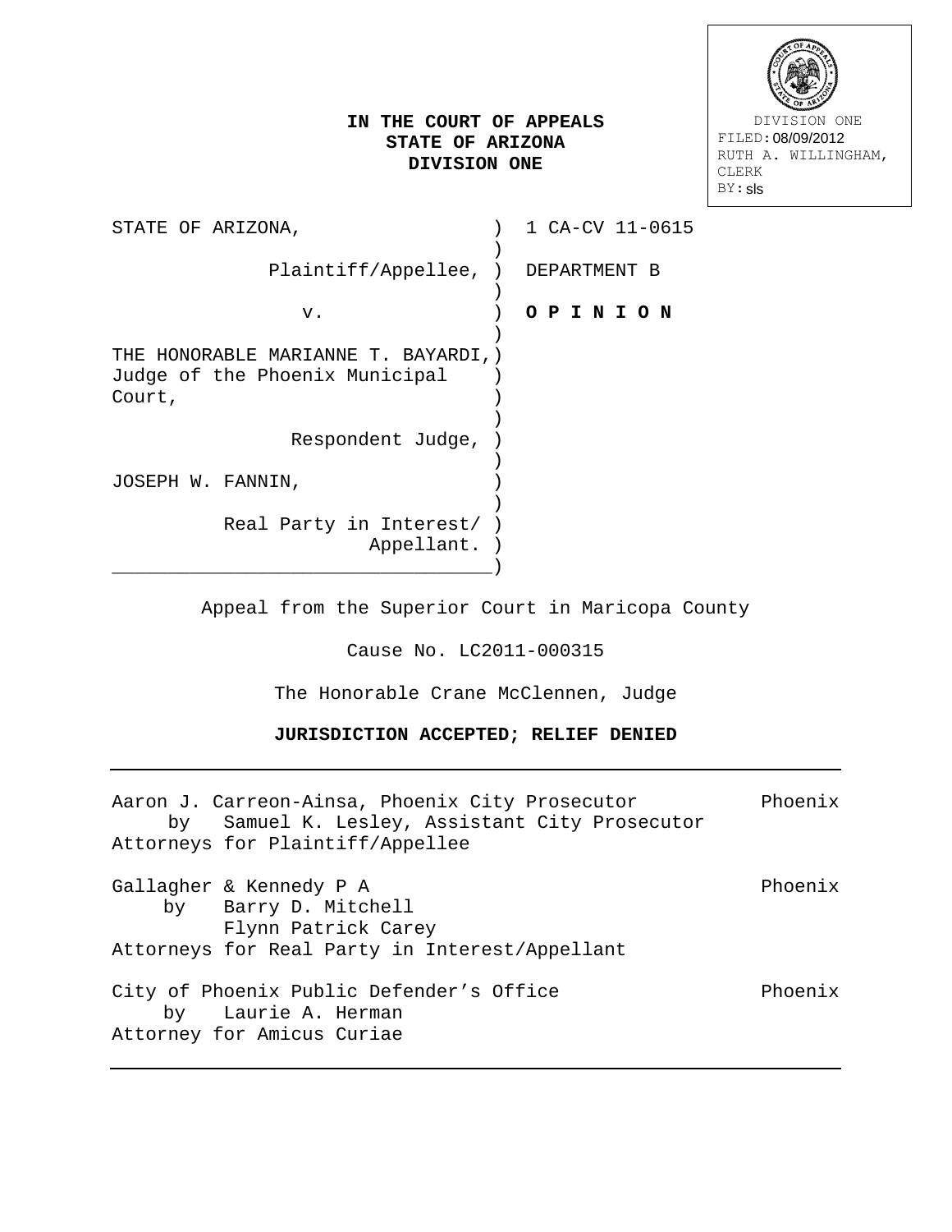DIVISION ONE
FILED: 08/09/2012
RUTH A. WILLINGHAM,
CLERK
BY: sls

**IN THE COURT OF APPEALS**
**STATE OF ARIZONA**
**DIVISION ONE**

| | |
|---|---|
| STATE OF ARIZONA, | 1 CA-CV 11-0615 |
| Plaintiff/Appellee, | DEPARTMENT B |
| v. | **O P I N I O N** |
| THE HONORABLE MARIANNE T. BAYARDI, Judge of the Phoenix Municipal Court, | |
| Respondent Judge, | |
| JOSEPH W. FANNIN, | |
| Real Party in Interest/ Appellant. | |

Appeal from the Superior Court in Maricopa County

Cause No. LC2011-000315

The Honorable Crane McClennen, Judge

**JURISDICTION ACCEPTED; RELIEF DENIED**

---

Aaron J. Carreon-Ainsa, Phoenix City Prosecutor — Phoenix
by Samuel K. Lesley, Assistant City Prosecutor
Attorneys for Plaintiff/Appellee

Gallagher & Kennedy P A — Phoenix
by Barry D. Mitchell
Flynn Patrick Carey
Attorneys for Real Party in Interest/Appellant

City of Phoenix Public Defender's Office — Phoenix
by Laurie A. Herman
Attorney for Amicus Curiae

---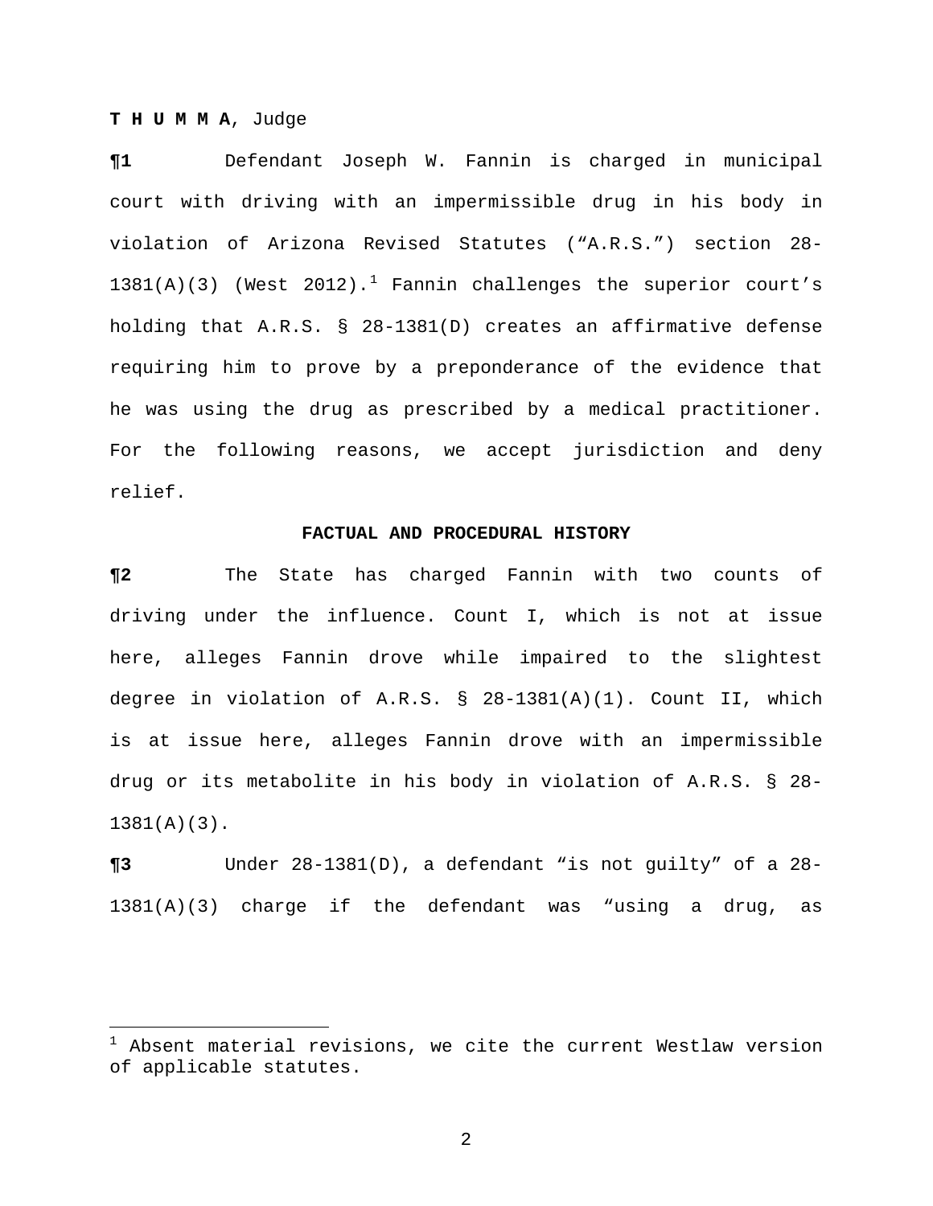**T H U M M A**, Judge

**¶1** Defendant Joseph W. Fannin is charged in municipal court with driving with an impermissible drug in his body in violation of Arizona Revised Statutes ("A.R.S.") section 28-1381(A)(3) (West 2012).[1] Fannin challenges the superior court's holding that A.R.S. § 28-1381(D) creates an affirmative defense requiring him to prove by a preponderance of the evidence that he was using the drug as prescribed by a medical practitioner. For the following reasons, we accept jurisdiction and deny relief.

## FACTUAL AND PROCEDURAL HISTORY

**¶2** The State has charged Fannin with two counts of driving under the influence. Count I, which is not at issue here, alleges Fannin drove while impaired to the slightest degree in violation of A.R.S. § 28-1381(A)(1). Count II, which is at issue here, alleges Fannin drove with an impermissible drug or its metabolite in his body in violation of A.R.S. § 28-1381(A)(3).

**¶3** Under 28-1381(D), a defendant "is not guilty" of a 28-1381(A)(3) charge if the defendant was "using a drug, as

---

[1] Absent material revisions, we cite the current Westlaw version of applicable statutes.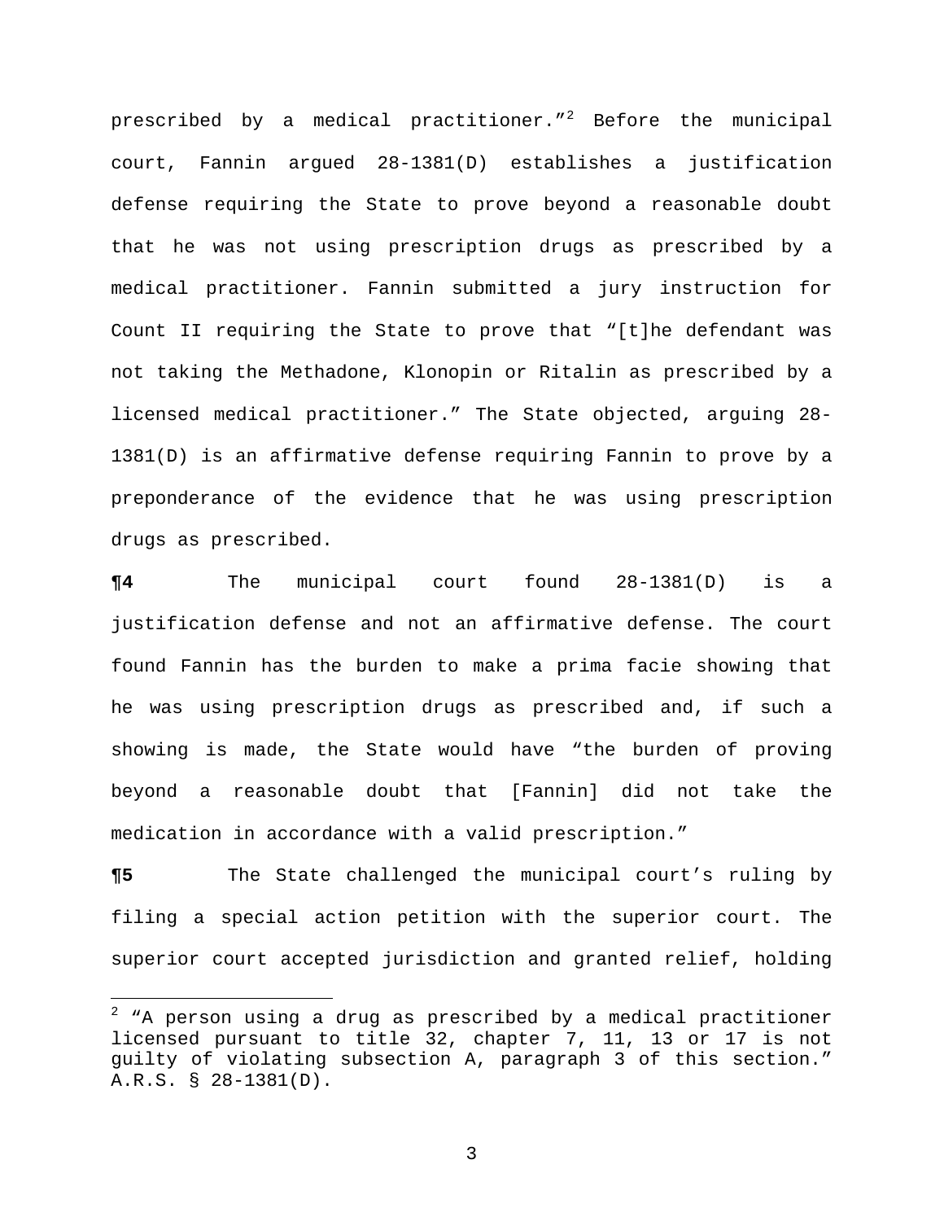prescribed by a medical practitioner."[2] Before the municipal court, Fannin argued 28-1381(D) establishes a justification defense requiring the State to prove beyond a reasonable doubt that he was not using prescription drugs as prescribed by a medical practitioner. Fannin submitted a jury instruction for Count II requiring the State to prove that "[t]he defendant was not taking the Methadone, Klonopin or Ritalin as prescribed by a licensed medical practitioner." The State objected, arguing 28-1381(D) is an affirmative defense requiring Fannin to prove by a preponderance of the evidence that he was using prescription drugs as prescribed.

**¶4** The municipal court found 28-1381(D) is a justification defense and not an affirmative defense. The court found Fannin has the burden to make a prima facie showing that he was using prescription drugs as prescribed and, if such a showing is made, the State would have "the burden of proving beyond a reasonable doubt that [Fannin] did not take the medication in accordance with a valid prescription."

**¶5** The State challenged the municipal court's ruling by filing a special action petition with the superior court. The superior court accepted jurisdiction and granted relief, holding

---

[2] "A person using a drug as prescribed by a medical practitioner licensed pursuant to title 32, chapter 7, 11, 13 or 17 is not guilty of violating subsection A, paragraph 3 of this section." A.R.S. § 28-1381(D).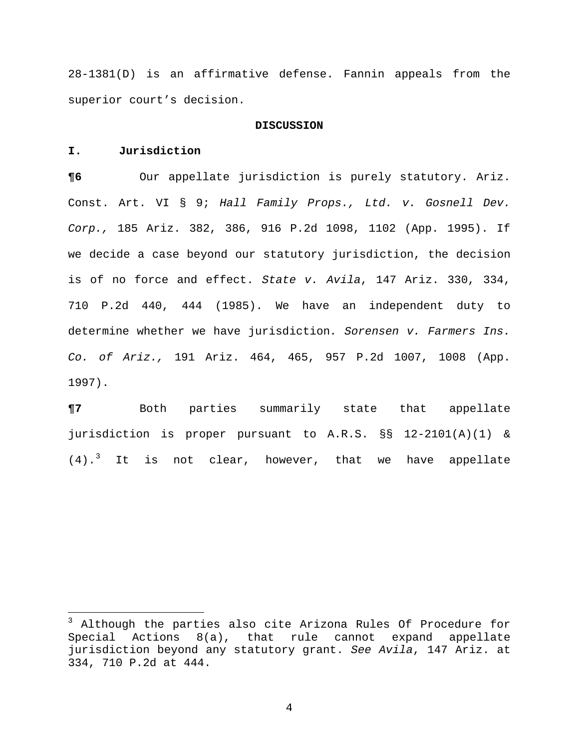28-1381(D) is an affirmative defense. Fannin appeals from the superior court's decision.

**DISCUSSION**

**I. Jurisdiction**

**¶6** Our appellate jurisdiction is purely statutory. Ariz. Const. Art. VI § 9; *Hall Family Props., Ltd. v. Gosnell Dev. Corp.,* 185 Ariz. 382, 386, 916 P.2d 1098, 1102 (App. 1995). If we decide a case beyond our statutory jurisdiction, the decision is of no force and effect. *State v. Avila*, 147 Ariz. 330, 334, 710 P.2d 440, 444 (1985). We have an independent duty to determine whether we have jurisdiction*. Sorensen v. Farmers Ins. Co. of Ariz.,* 191 Ariz. 464, 465, 957 P.2d 1007, 1008 (App. 1997).

**¶7** Both parties summarily state that appellate jurisdiction is proper pursuant to A.R.S. §§ 12-2101(A)(1) & (4).[3] It is not clear, however, that we have appellate

[3] Although the parties also cite Arizona Rules Of Procedure for Special Actions 8(a), that rule cannot expand appellate jurisdiction beyond any statutory grant. *See Avila*, 147 Ariz. at 334, 710 P.2d at 444.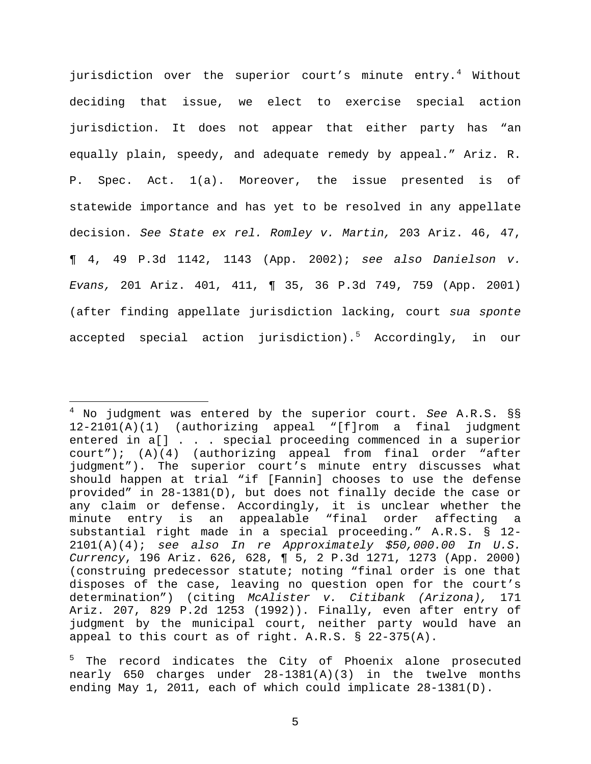jurisdiction over the superior court's minute entry.[4] Without deciding that issue, we elect to exercise special action jurisdiction. It does not appear that either party has "an equally plain, speedy, and adequate remedy by appeal." Ariz. R. P. Spec. Act. 1(a). Moreover, the issue presented is of statewide importance and has yet to be resolved in any appellate decision. *See State ex rel. Romley v. Martin,* 203 Ariz. 46, 47, ¶ 4, 49 P.3d 1142, 1143 (App. 2002); *see also Danielson v. Evans,* 201 Ariz. 401, 411, ¶ 35, 36 P.3d 749, 759 (App. 2001) (after finding appellate jurisdiction lacking, court *sua sponte* accepted special action jurisdiction).[5] Accordingly, in our

---

[4] No judgment was entered by the superior court. *See* A.R.S. §§ 12-2101(A)(1) (authorizing appeal "[f]rom a final judgment entered in a[] . . . special proceeding commenced in a superior court"); (A)(4) (authorizing appeal from final order "after judgment"). The superior court's minute entry discusses what should happen at trial "if [Fannin] chooses to use the defense provided" in 28-1381(D), but does not finally decide the case or any claim or defense. Accordingly, it is unclear whether the minute entry is an appealable "final order affecting a substantial right made in a special proceeding." A.R.S. § 12-2101(A)(4); *see also In re Approximately $50,000.00 In U.S. Currency*, 196 Ariz. 626, 628, ¶ 5, 2 P.3d 1271, 1273 (App. 2000) (construing predecessor statute; noting "final order is one that disposes of the case, leaving no question open for the court's determination") (citing *McAlister v. Citibank (Arizona),* 171 Ariz. 207, 829 P.2d 1253 (1992)). Finally, even after entry of judgment by the municipal court, neither party would have an appeal to this court as of right. A.R.S. § 22-375(A).

[5] The record indicates the City of Phoenix alone prosecuted nearly 650 charges under 28-1381(A)(3) in the twelve months ending May 1, 2011, each of which could implicate 28-1381(D).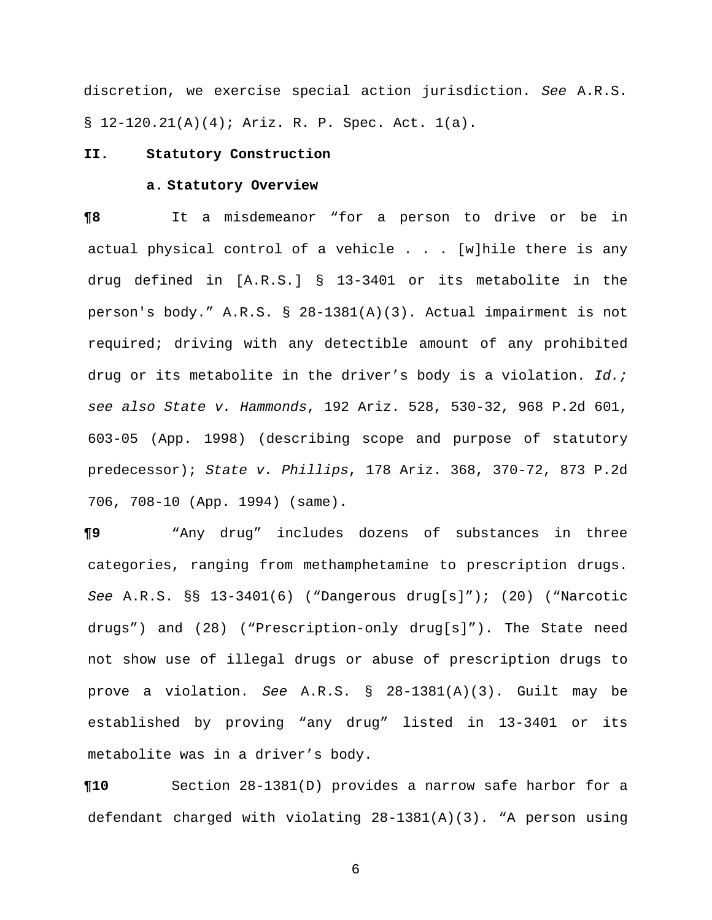discretion, we exercise special action jurisdiction. *See* A.R.S. § 12-120.21(A)(4); Ariz. R. P. Spec. Act. 1(a).

## II. Statutory Construction

### a. Statutory Overview

**¶8** It a misdemeanor "for a person to drive or be in actual physical control of a vehicle . . . [w]hile there is any drug defined in [A.R.S.] § 13-3401 or its metabolite in the person's body." A.R.S. § 28-1381(A)(3). Actual impairment is not required; driving with any detectible amount of any prohibited drug or its metabolite in the driver's body is a violation. *Id.; see also State v. Hammonds*, 192 Ariz. 528, 530-32, 968 P.2d 601, 603-05 (App. 1998) (describing scope and purpose of statutory predecessor); *State v. Phillips*, 178 Ariz. 368, 370-72, 873 P.2d 706, 708-10 (App. 1994) (same).

**¶9** "Any drug" includes dozens of substances in three categories, ranging from methamphetamine to prescription drugs. *See* A.R.S. §§ 13-3401(6) ("Dangerous drug[s]"); (20) ("Narcotic drugs") and (28) ("Prescription-only drug[s]"). The State need not show use of illegal drugs or abuse of prescription drugs to prove a violation. *See* A.R.S. § 28-1381(A)(3). Guilt may be established by proving "any drug" listed in 13-3401 or its metabolite was in a driver's body.

**¶10** Section 28-1381(D) provides a narrow safe harbor for a defendant charged with violating 28-1381(A)(3). "A person using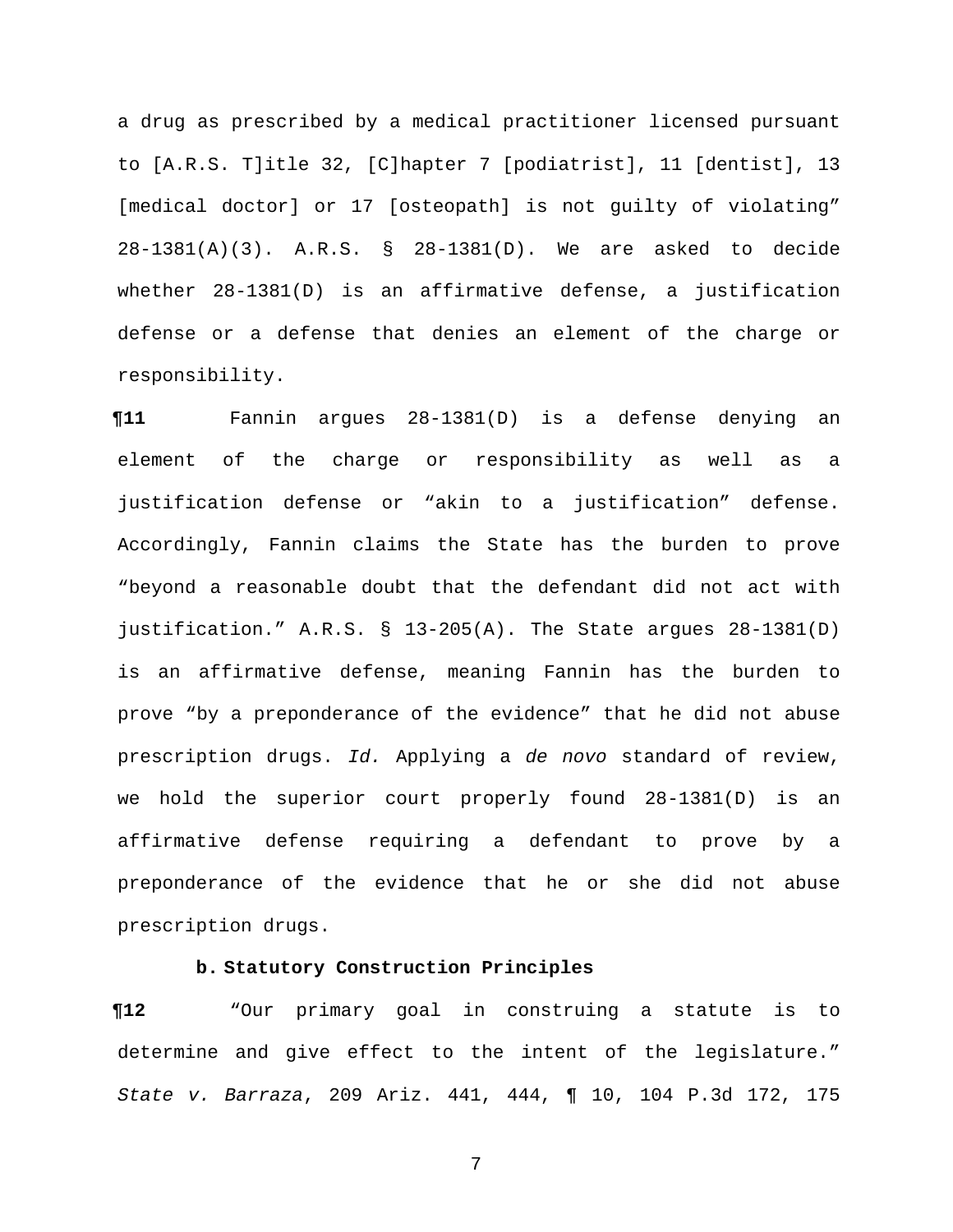a drug as prescribed by a medical practitioner licensed pursuant to [A.R.S. T]itle 32, [C]hapter 7 [podiatrist], 11 [dentist], 13 [medical doctor] or 17 [osteopath] is not guilty of violating" 28-1381(A)(3). A.R.S. § 28-1381(D). We are asked to decide whether 28-1381(D) is an affirmative defense, a justification defense or a defense that denies an element of the charge or responsibility.

**¶11** Fannin argues 28-1381(D) is a defense denying an element of the charge or responsibility as well as a justification defense or "akin to a justification" defense. Accordingly, Fannin claims the State has the burden to prove "beyond a reasonable doubt that the defendant did not act with justification." A.R.S. § 13-205(A). The State argues 28-1381(D) is an affirmative defense, meaning Fannin has the burden to prove "by a preponderance of the evidence" that he did not abuse prescription drugs. *Id.* Applying a *de novo* standard of review, we hold the superior court properly found 28-1381(D) is an affirmative defense requiring a defendant to prove by a preponderance of the evidence that he or she did not abuse prescription drugs.

**b. Statutory Construction Principles**

**¶12** "Our primary goal in construing a statute is to determine and give effect to the intent of the legislature." *State v. Barraza*, 209 Ariz. 441, 444, ¶ 10, 104 P.3d 172, 175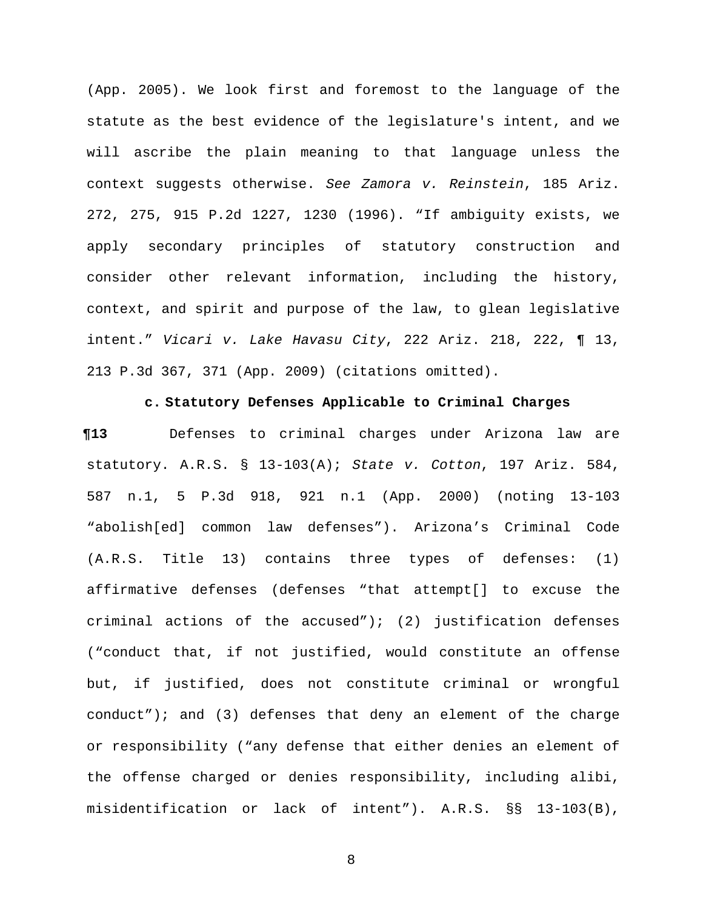(App. 2005). We look first and foremost to the language of the statute as the best evidence of the legislature's intent, and we will ascribe the plain meaning to that language unless the context suggests otherwise. *See Zamora v. Reinstein*, 185 Ariz. 272, 275, 915 P.2d 1227, 1230 (1996). "If ambiguity exists, we apply secondary principles of statutory construction and consider other relevant information, including the history, context, and spirit and purpose of the law, to glean legislative intent." *Vicari v. Lake Havasu City*, 222 Ariz. 218, 222, ¶ 13, 213 P.3d 367, 371 (App. 2009) (citations omitted).

### c. Statutory Defenses Applicable to Criminal Charges

**¶13** Defenses to criminal charges under Arizona law are statutory. A.R.S. § 13-103(A); *State v. Cotton*, 197 Ariz. 584, 587 n.1, 5 P.3d 918, 921 n.1 (App. 2000) (noting 13-103 "abolish[ed] common law defenses"). Arizona's Criminal Code (A.R.S. Title 13) contains three types of defenses: (1) affirmative defenses (defenses "that attempt[] to excuse the criminal actions of the accused"); (2) justification defenses ("conduct that, if not justified, would constitute an offense but, if justified, does not constitute criminal or wrongful conduct"); and (3) defenses that deny an element of the charge or responsibility ("any defense that either denies an element of the offense charged or denies responsibility, including alibi, misidentification or lack of intent"). A.R.S. §§ 13-103(B),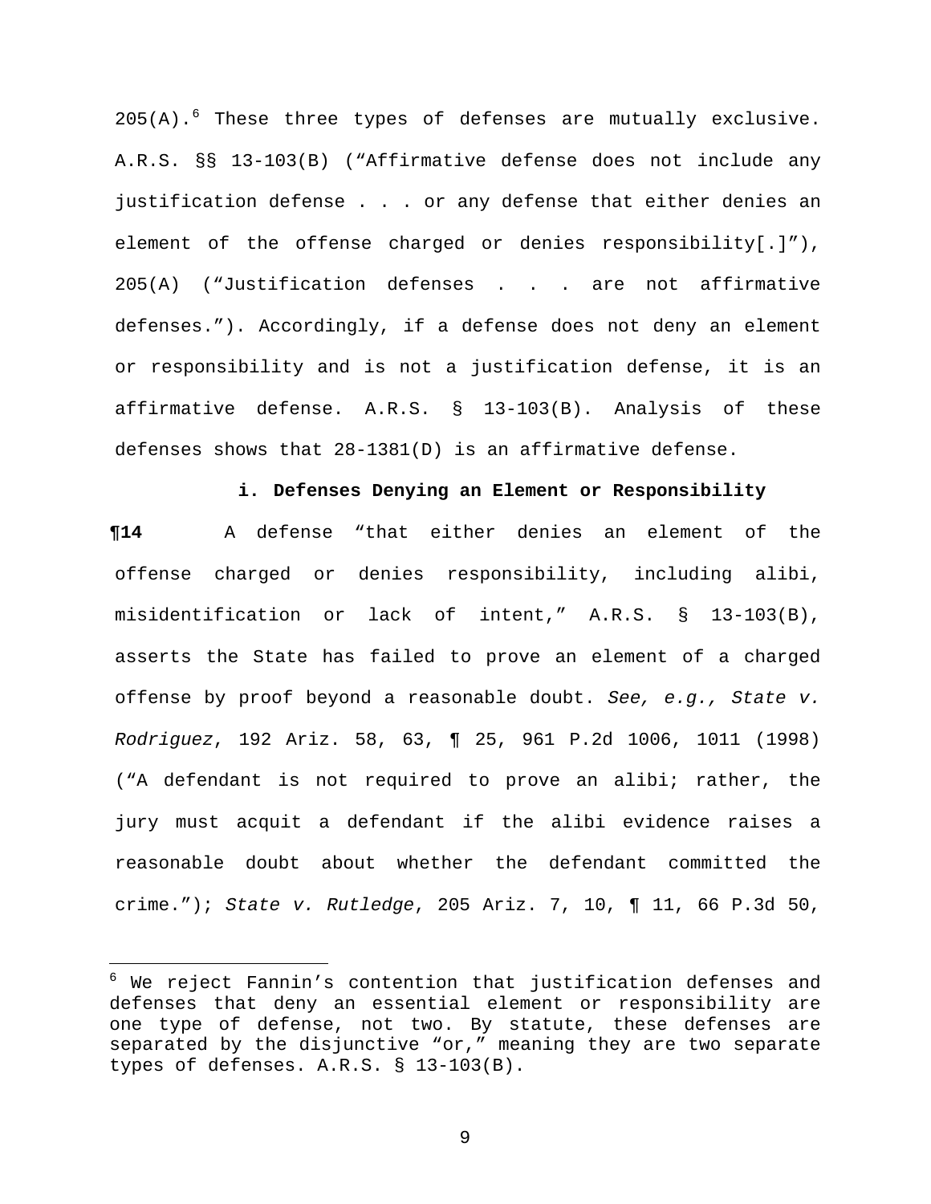205(A).[6] These three types of defenses are mutually exclusive. A.R.S. §§ 13-103(B) ("Affirmative defense does not include any justification defense . . . or any defense that either denies an element of the offense charged or denies responsibility[.]"), 205(A) ("Justification defenses . . . are not affirmative defenses."). Accordingly, if a defense does not deny an element or responsibility and is not a justification defense, it is an affirmative defense. A.R.S. § 13-103(B). Analysis of these defenses shows that 28-1381(D) is an affirmative defense.

**i. Defenses Denying an Element or Responsibility**

**¶14** A defense "that either denies an element of the offense charged or denies responsibility, including alibi, misidentification or lack of intent," A.R.S. § 13-103(B), asserts the State has failed to prove an element of a charged offense by proof beyond a reasonable doubt. *See, e.g., State v. Rodriguez*, 192 Ariz. 58, 63, ¶ 25, 961 P.2d 1006, 1011 (1998) ("A defendant is not required to prove an alibi; rather, the jury must acquit a defendant if the alibi evidence raises a reasonable doubt about whether the defendant committed the crime."); *State v. Rutledge*, 205 Ariz. 7, 10, ¶ 11, 66 P.3d 50,

[6] We reject Fannin's contention that justification defenses and defenses that deny an essential element or responsibility are one type of defense, not two. By statute, these defenses are separated by the disjunctive "or," meaning they are two separate types of defenses. A.R.S. § 13-103(B).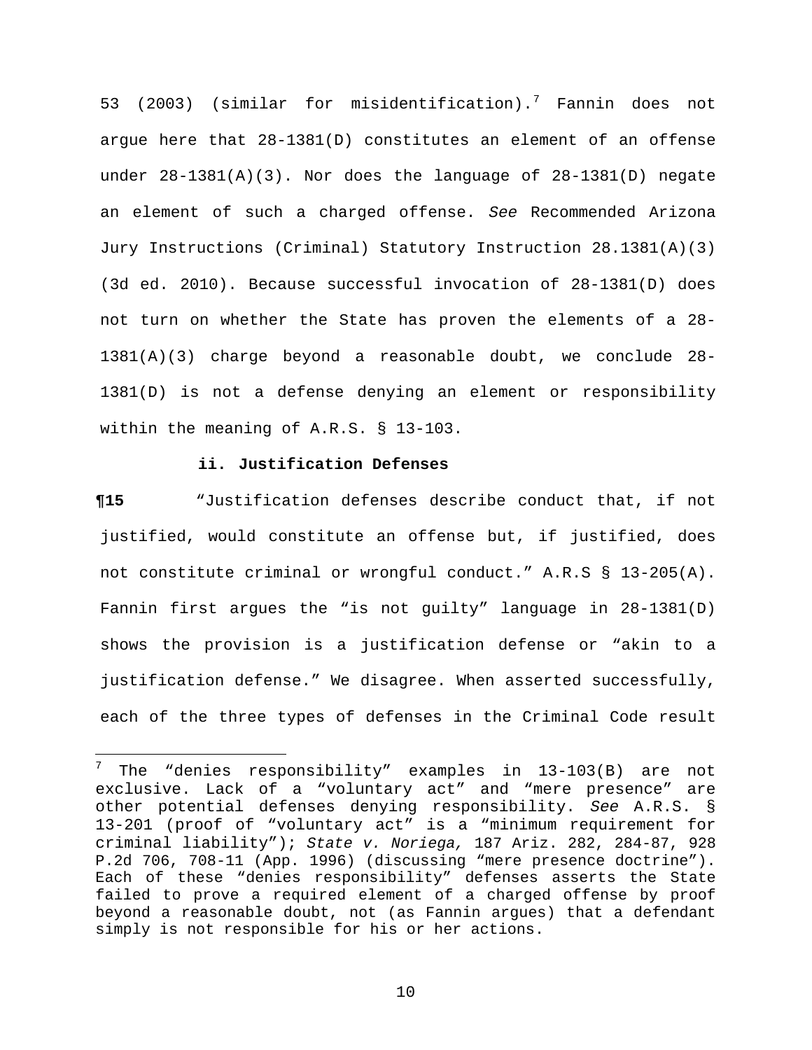53 (2003) (similar for misidentification).[7] Fannin does not argue here that 28-1381(D) constitutes an element of an offense under 28-1381(A)(3). Nor does the language of 28-1381(D) negate an element of such a charged offense. *See* Recommended Arizona Jury Instructions (Criminal) Statutory Instruction 28.1381(A)(3) (3d ed. 2010). Because successful invocation of 28-1381(D) does not turn on whether the State has proven the elements of a 28-1381(A)(3) charge beyond a reasonable doubt, we conclude 28-1381(D) is not a defense denying an element or responsibility within the meaning of A.R.S. § 13-103.

**ii. Justification Defenses**

**¶15** "Justification defenses describe conduct that, if not justified, would constitute an offense but, if justified, does not constitute criminal or wrongful conduct." A.R.S § 13-205(A). Fannin first argues the "is not guilty" language in 28-1381(D) shows the provision is a justification defense or "akin to a justification defense." We disagree. When asserted successfully, each of the three types of defenses in the Criminal Code result

---

[7] The "denies responsibility" examples in 13-103(B) are not exclusive. Lack of a "voluntary act" and "mere presence" are other potential defenses denying responsibility. *See* A.R.S. § 13-201 (proof of "voluntary act" is a "minimum requirement for criminal liability"); *State v. Noriega,* 187 Ariz. 282, 284-87, 928 P.2d 706, 708-11 (App. 1996) (discussing "mere presence doctrine"). Each of these "denies responsibility" defenses asserts the State failed to prove a required element of a charged offense by proof beyond a reasonable doubt, not (as Fannin argues) that a defendant simply is not responsible for his or her actions.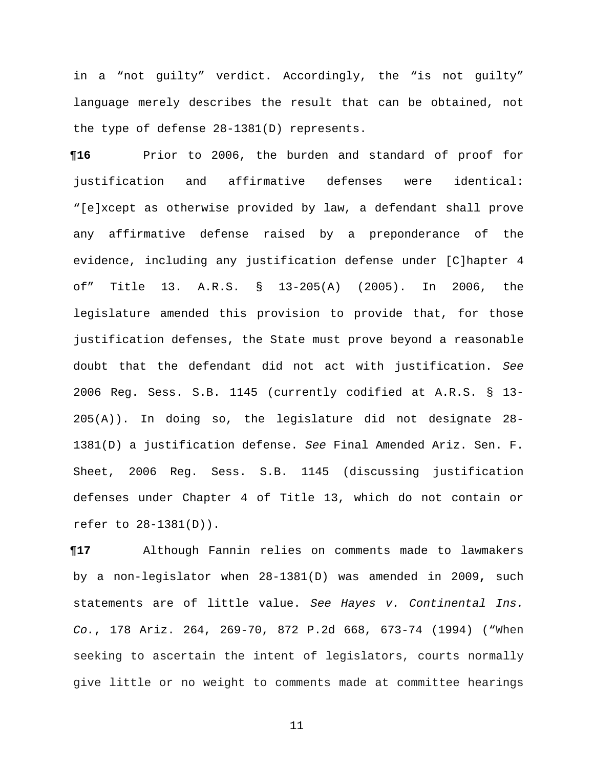in a "not guilty" verdict. Accordingly, the "is not guilty" language merely describes the result that can be obtained, not the type of defense 28-1381(D) represents.

**¶16** Prior to 2006, the burden and standard of proof for justification and affirmative defenses were identical: "[e]xcept as otherwise provided by law, a defendant shall prove any affirmative defense raised by a preponderance of the evidence, including any justification defense under [C]hapter 4 of" Title 13. A.R.S. § 13-205(A) (2005). In 2006, the legislature amended this provision to provide that, for those justification defenses, the State must prove beyond a reasonable doubt that the defendant did not act with justification. *See* 2006 Reg. Sess. S.B. 1145 (currently codified at A.R.S. § 13-205(A)). In doing so, the legislature did not designate 28-1381(D) a justification defense. *See* Final Amended Ariz. Sen. F. Sheet, 2006 Reg. Sess. S.B. 1145 (discussing justification defenses under Chapter 4 of Title 13, which do not contain or refer to 28-1381(D)).

**¶17** Although Fannin relies on comments made to lawmakers by a non-legislator when 28-1381(D) was amended in 2009, such statements are of little value. *See Hayes v. Continental Ins. Co.*, 178 Ariz. 264, 269-70, 872 P.2d 668, 673-74 (1994) ("When seeking to ascertain the intent of legislators, courts normally give little or no weight to comments made at committee hearings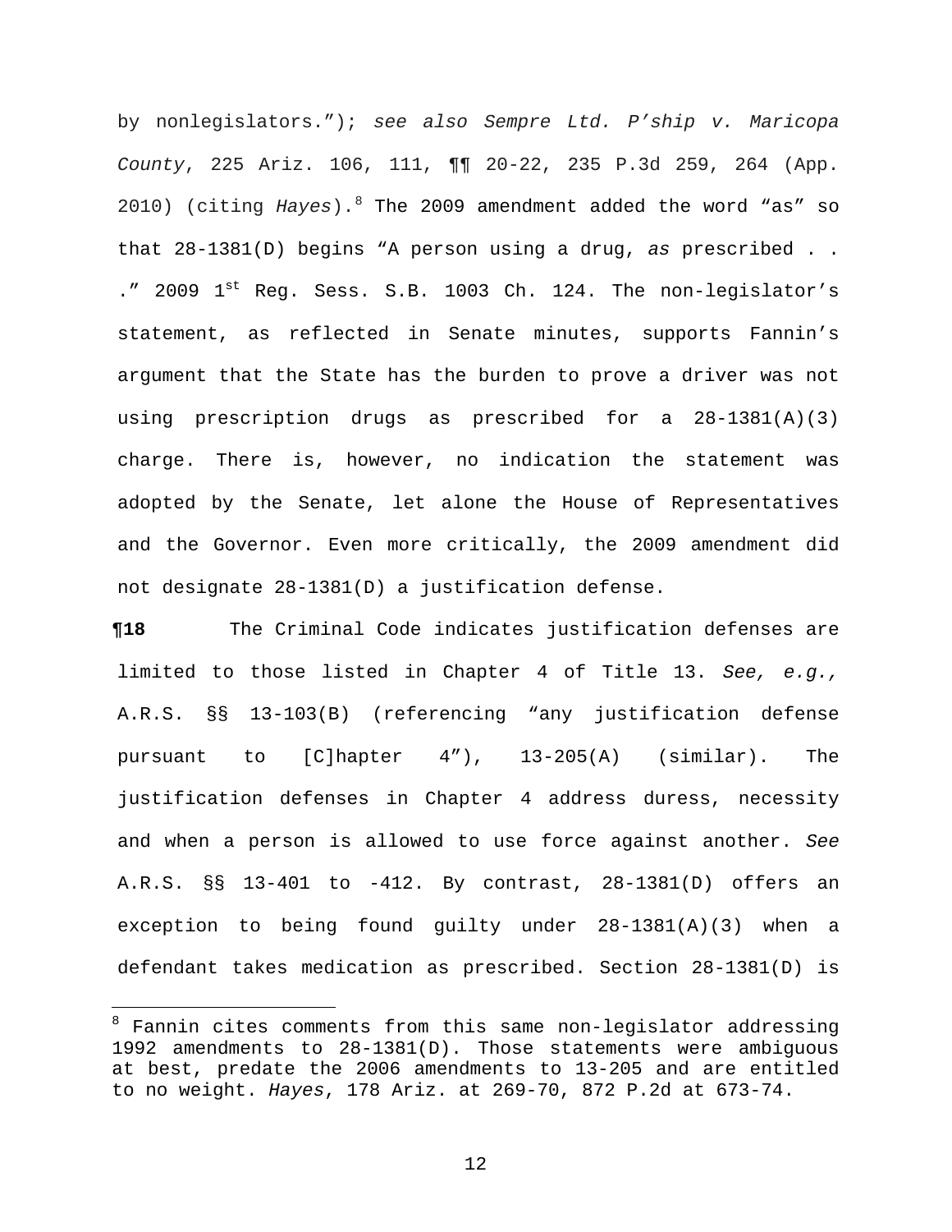by nonlegislators."); *see also Sempre Ltd. P'ship v. Maricopa County*, 225 Ariz. 106, 111, ¶¶ 20-22, 235 P.3d 259, 264 (App. 2010) (citing *Hayes*).[8] The 2009 amendment added the word "as" so that 28-1381(D) begins "A person using a drug, *as* prescribed . . ." 2009 1st Reg. Sess. S.B. 1003 Ch. 124. The non-legislator's statement, as reflected in Senate minutes, supports Fannin's argument that the State has the burden to prove a driver was not using prescription drugs as prescribed for a 28-1381(A)(3) charge. There is, however, no indication the statement was adopted by the Senate, let alone the House of Representatives and the Governor. Even more critically, the 2009 amendment did not designate 28-1381(D) a justification defense.

**¶18** The Criminal Code indicates justification defenses are limited to those listed in Chapter 4 of Title 13. *See, e.g.,* A.R.S. §§ 13-103(B) (referencing "any justification defense pursuant to [C]hapter 4"), 13-205(A) (similar). The justification defenses in Chapter 4 address duress, necessity and when a person is allowed to use force against another. *See* A.R.S. §§ 13-401 to -412. By contrast, 28-1381(D) offers an exception to being found guilty under 28-1381(A)(3) when a defendant takes medication as prescribed. Section 28-1381(D) is

---

[8] Fannin cites comments from this same non-legislator addressing 1992 amendments to 28-1381(D). Those statements were ambiguous at best, predate the 2006 amendments to 13-205 and are entitled to no weight. *Hayes*, 178 Ariz. at 269-70, 872 P.2d at 673-74.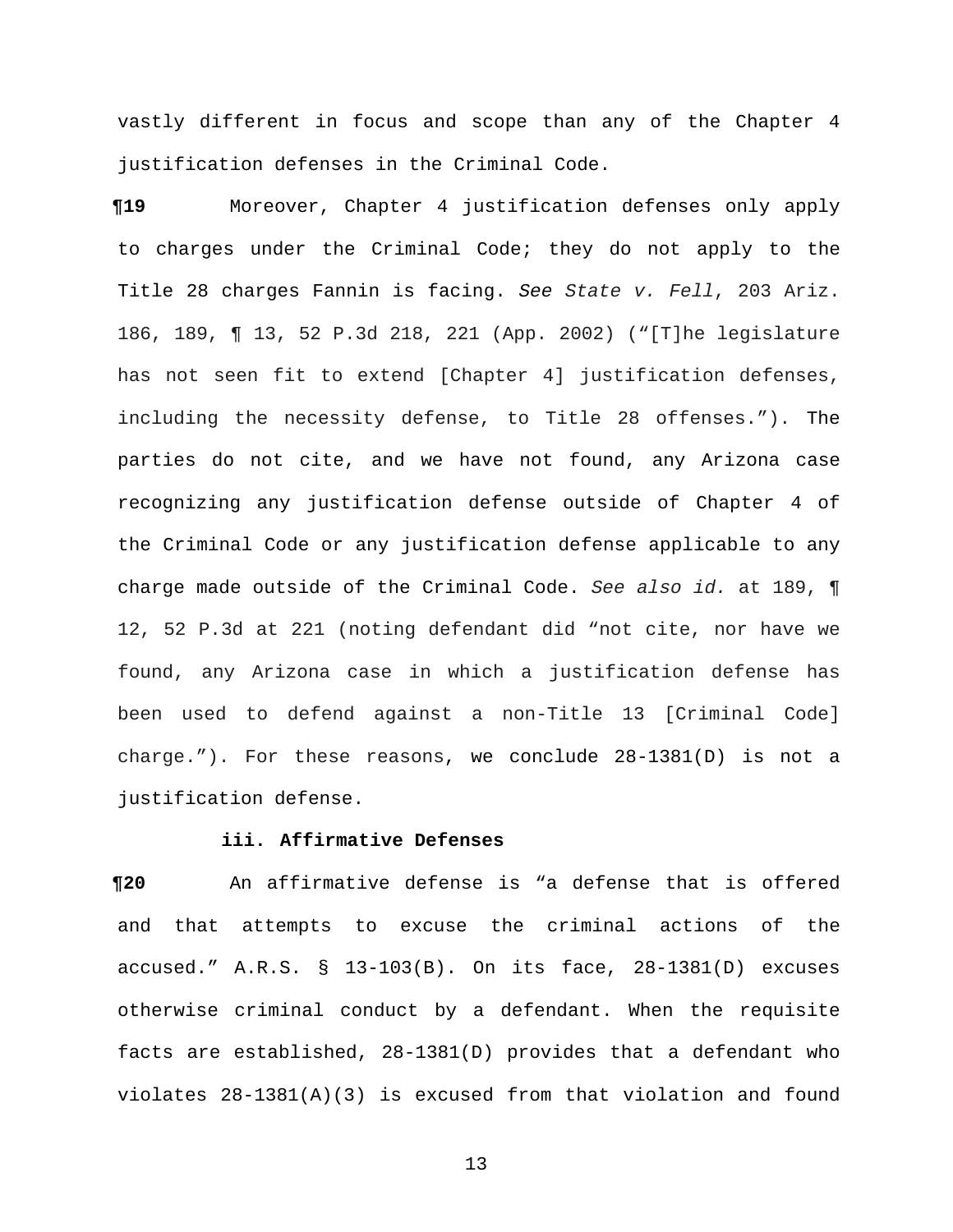vastly different in focus and scope than any of the Chapter 4 justification defenses in the Criminal Code.

**¶19** Moreover, Chapter 4 justification defenses only apply to charges under the Criminal Code; they do not apply to the Title 28 charges Fannin is facing. *See State v. Fell*, 203 Ariz. 186, 189, ¶ 13, 52 P.3d 218, 221 (App. 2002) ("[T]he legislature has not seen fit to extend [Chapter 4] justification defenses, including the necessity defense, to Title 28 offenses."). The parties do not cite, and we have not found, any Arizona case recognizing any justification defense outside of Chapter 4 of the Criminal Code or any justification defense applicable to any charge made outside of the Criminal Code. *See also id.* at 189, ¶ 12, 52 P.3d at 221 (noting defendant did "not cite, nor have we found, any Arizona case in which a justification defense has been used to defend against a non-Title 13 [Criminal Code] charge."). For these reasons, we conclude 28-1381(D) is not a justification defense.

### iii. Affirmative Defenses

**¶20** An affirmative defense is "a defense that is offered and that attempts to excuse the criminal actions of the accused." A.R.S. § 13-103(B). On its face, 28-1381(D) excuses otherwise criminal conduct by a defendant. When the requisite facts are established, 28-1381(D) provides that a defendant who violates 28-1381(A)(3) is excused from that violation and found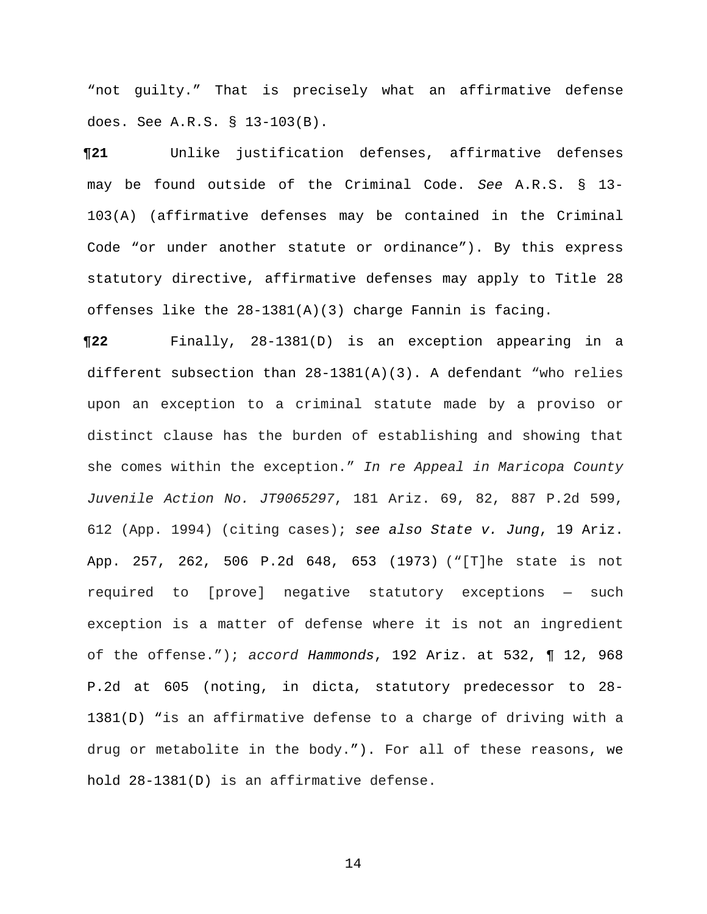"not guilty." That is precisely what an affirmative defense does. See A.R.S. § 13-103(B).

**¶21** Unlike justification defenses, affirmative defenses may be found outside of the Criminal Code. *See* A.R.S. § 13-103(A) (affirmative defenses may be contained in the Criminal Code "or under another statute or ordinance"). By this express statutory directive, affirmative defenses may apply to Title 28 offenses like the 28-1381(A)(3) charge Fannin is facing.

**¶22** Finally, 28-1381(D) is an exception appearing in a different subsection than 28-1381(A)(3). A defendant "who relies upon an exception to a criminal statute made by a proviso or distinct clause has the burden of establishing and showing that she comes within the exception." *In re Appeal in Maricopa County Juvenile Action No. JT9065297*, 181 Ariz. 69, 82, 887 P.2d 599, 612 (App. 1994) (citing cases); *see also State v. Jung*, 19 Ariz. App. 257, 262, 506 P.2d 648, 653 (1973) ("[T]he state is not required to [prove] negative statutory exceptions — such exception is a matter of defense where it is not an ingredient of the offense."); *accord Hammonds*, 192 Ariz. at 532, ¶ 12, 968 P.2d at 605 (noting, in dicta, statutory predecessor to 28-1381(D) "is an affirmative defense to a charge of driving with a drug or metabolite in the body."). For all of these reasons, we hold 28-1381(D) is an affirmative defense.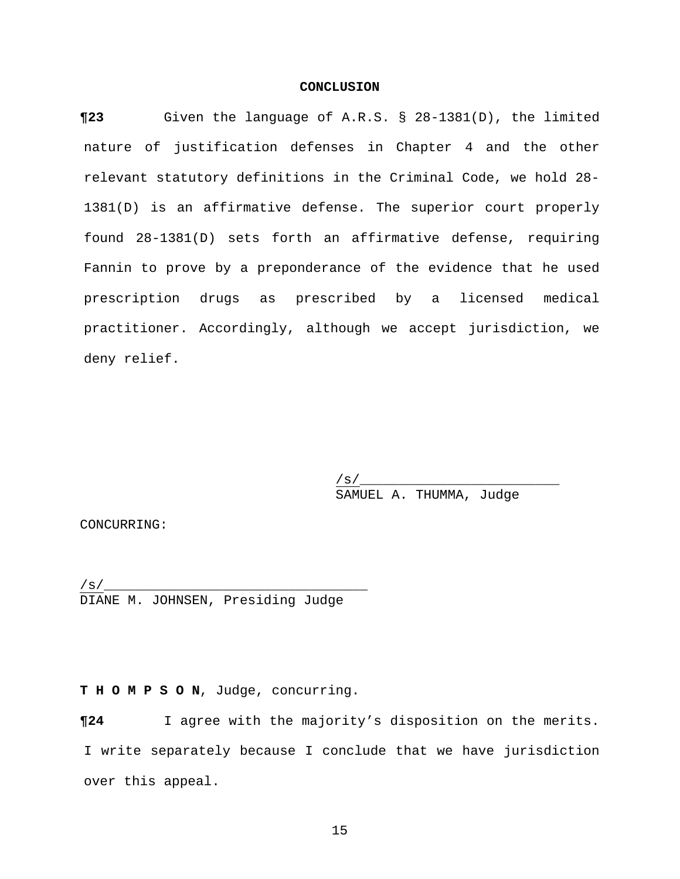## CONCLUSION

**¶23** Given the language of A.R.S. § 28-1381(D), the limited nature of justification defenses in Chapter 4 and the other relevant statutory definitions in the Criminal Code, we hold 28-1381(D) is an affirmative defense. The superior court properly found 28-1381(D) sets forth an affirmative defense, requiring Fannin to prove by a preponderance of the evidence that he used prescription drugs as prescribed by a licensed medical practitioner. Accordingly, although we accept jurisdiction, we deny relief.

/s/\_\_\_\_\_\_\_\_\_\_\_\_\_\_\_\_\_\_\_\_\_\_\_\_\_\_\_
SAMUEL A. THUMMA, Judge

CONCURRING:

/s/\_\_\_\_\_\_\_\_\_\_\_\_\_\_\_\_\_\_\_\_\_\_\_\_\_\_\_\_\_\_\_\_\_\_\_\_
DIANE M. JOHNSEN, Presiding Judge

**T H O M P S O N**, Judge, concurring.

**¶24** I agree with the majority's disposition on the merits. I write separately because I conclude that we have jurisdiction over this appeal.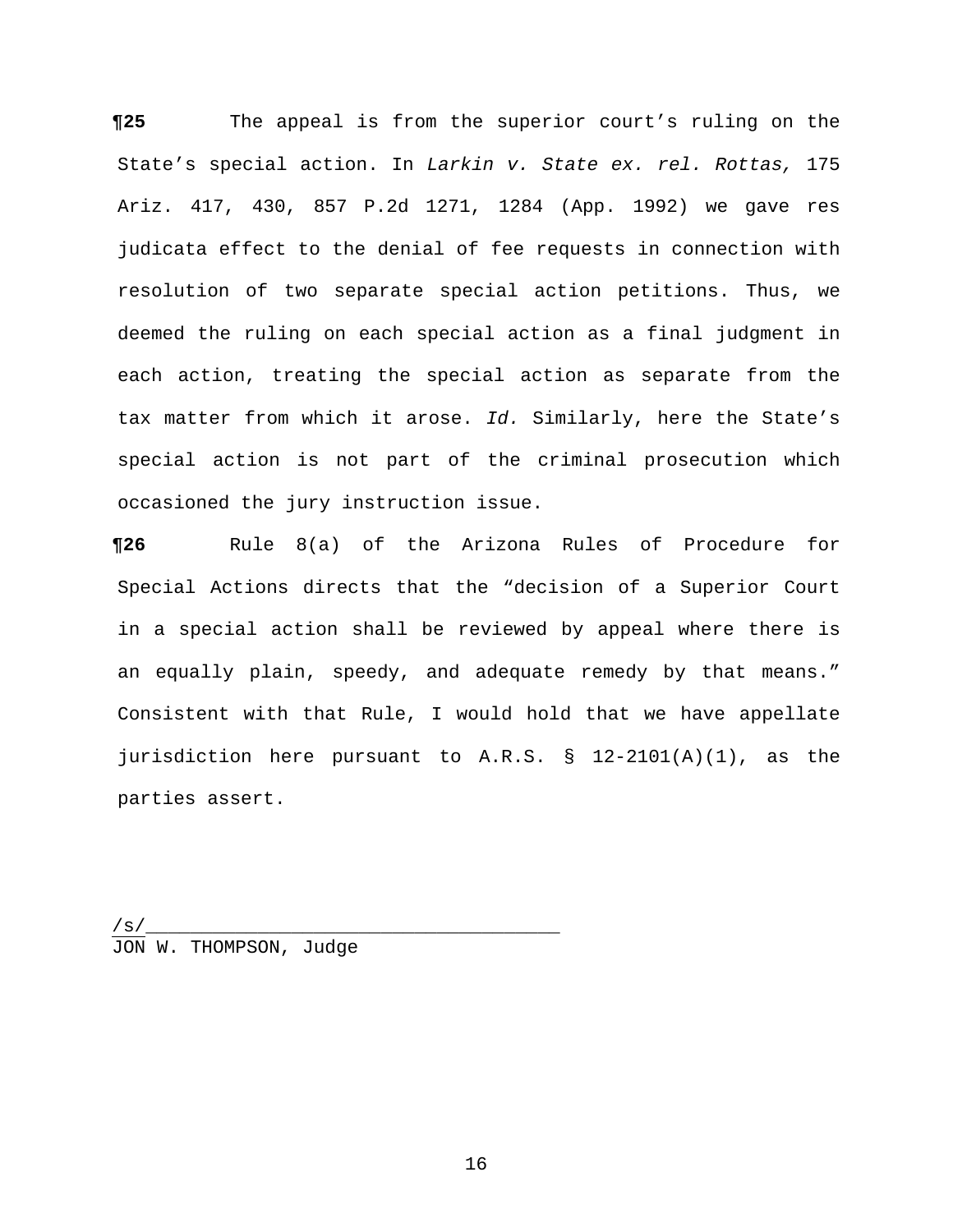**¶25** The appeal is from the superior court's ruling on the State's special action. In *Larkin v. State ex. rel. Rottas,* 175 Ariz. 417, 430, 857 P.2d 1271, 1284 (App. 1992) we gave res judicata effect to the denial of fee requests in connection with resolution of two separate special action petitions. Thus, we deemed the ruling on each special action as a final judgment in each action, treating the special action as separate from the tax matter from which it arose. *Id.* Similarly, here the State's special action is not part of the criminal prosecution which occasioned the jury instruction issue.

**¶26** Rule 8(a) of the Arizona Rules of Procedure for Special Actions directs that the "decision of a Superior Court in a special action shall be reviewed by appeal where there is an equally plain, speedy, and adequate remedy by that means." Consistent with that Rule, I would hold that we have appellate jurisdiction here pursuant to A.R.S. § 12-2101(A)(1), as the parties assert.

/s/____________________________________
JON W. THOMPSON, Judge